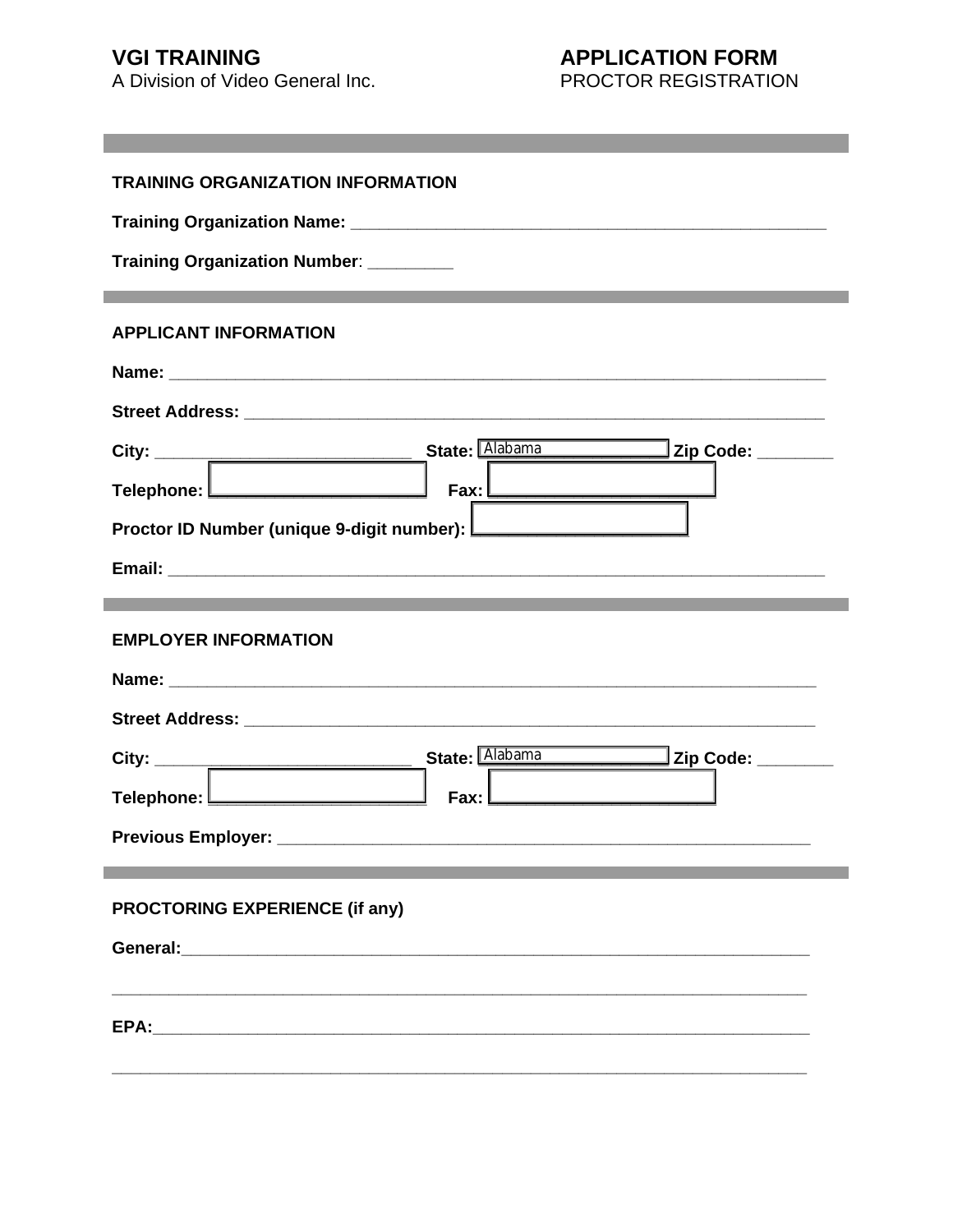**VGI TRAINING**
A Division of Video General Inc.

**APPLICATION FORM**
PROCTOR REGISTRATION

---

**TRAINING ORGANIZATION INFORMATION**

**Training Organization Name:** ____________________________________________________

**Training Organization Number**: _________

---

**APPLICANT INFORMATION**

**Name:** ________________________________________________________________________

**Street Address:** _________________________________________________________________

**City:** ____________________________ **State:** Alabama **Zip Code:** ________

**Telephone:** ______________________ **Fax:** ______________________

**Proctor ID Number (unique 9-digit number):** ______________________

**Email:** ________________________________________________________________________

---

**EMPLOYER INFORMATION**

**Name:** ________________________________________________________________________

**Street Address:** _________________________________________________________________

**City:** ____________________________ **State:** Alabama **Zip Code:** ________

**Telephone:** ______________________ **Fax:** ______________________

**Previous Employer:** ______________________________________________________________

---

**PROCTORING EXPERIENCE (if any)**

**General:**_______________________________________________________________________

__________________________________________________________________________________

**EPA:**__________________________________________________________________________

__________________________________________________________________________________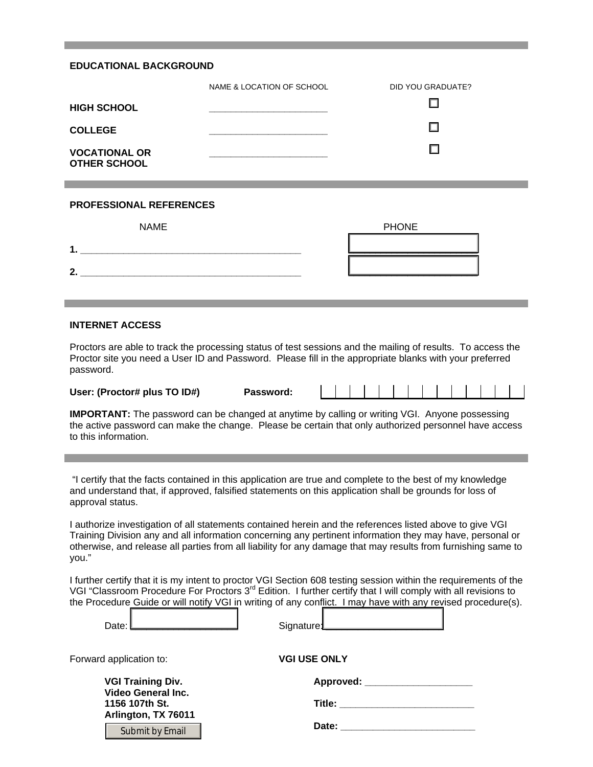## EDUCATIONAL BACKGROUND

| | NAME & LOCATION OF SCHOOL | DID YOU GRADUATE? |
|---|---|---|
| **HIGH SCHOOL** | ______________________ | ☐ |
| **COLLEGE** | ______________________ | ☐ |
| **VOCATIONAL OR OTHER SCHOOL** | ______________________ | ☐ |

## PROFESSIONAL REFERENCES

| NAME | PHONE |
|---|---|
| 1. ________________________________________ | |
| 2. ________________________________________ | |

## INTERNET ACCESS

Proctors are able to track the processing status of test sessions and the mailing of results. To access the Proctor site you need a User ID and Password. Please fill in the appropriate blanks with your preferred password.

**User: (Proctor# plus TO ID#)** **Password:**

**IMPORTANT:** The password can be changed at anytime by calling or writing VGI. Anyone possessing the active password can make the change. Please be certain that only authorized personnel have access to this information.

"I certify that the facts contained in this application are true and complete to the best of my knowledge and understand that, if approved, falsified statements on this application shall be grounds for loss of approval status.

I authorize investigation of all statements contained herein and the references listed above to give VGI Training Division any and all information concerning any pertinent information they may have, personal or otherwise, and release all parties from all liability for any damage that may results from furnishing same to you."

I further certify that it is my intent to proctor VGI Section 608 testing session within the requirements of the VGI "Classroom Procedure For Proctors 3rd Edition. I further certify that I will comply with all revisions to the Procedure Guide or will notify VGI in writing of any conflict. I may have with any revised procedure(s).

Date: Signature:

Forward application to:

**VGI Training Div.**
**Video General Inc.**
**1156 107th St.**
**Arlington, TX 76011**

Submit by Email

**VGI USE ONLY**

**Approved:** ____________________

**Title:** _________________________

**Date:** _________________________